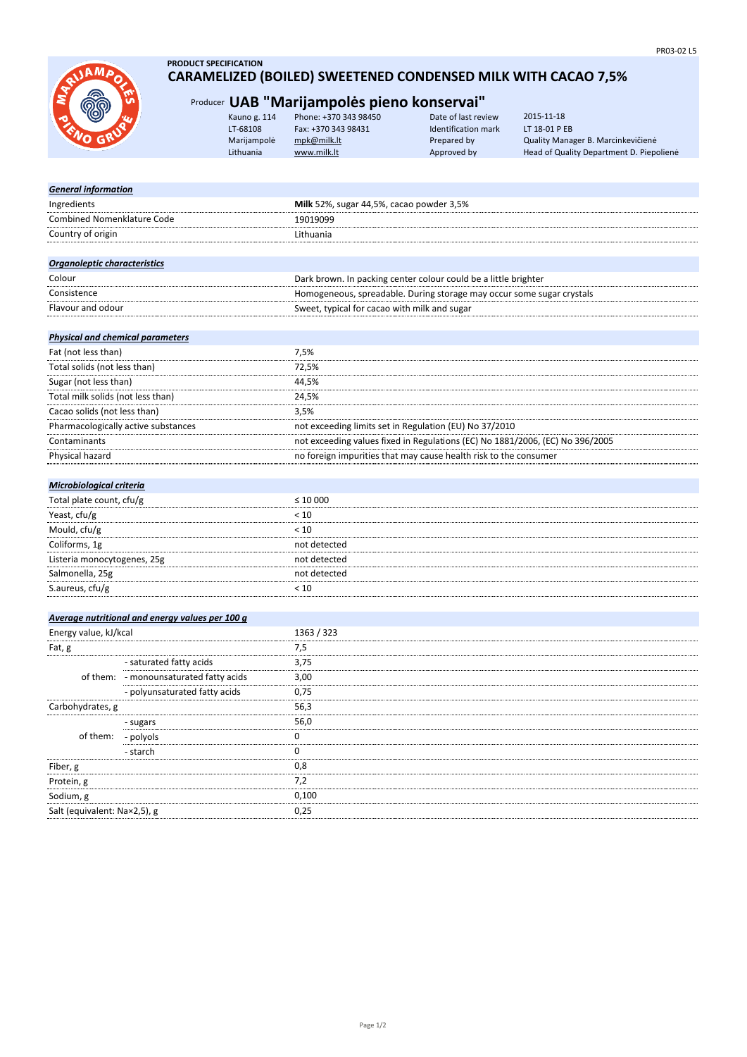**PRODUCT SPECIFICATION**

# CARAMELIZED (BOILED) SWEETENED CONDENSED MILK WITH CACAO 7,5%

Producer **UAB "Marijampolės pieno konservai"**

| | | | |
|---|---|---|---|
| Kauno g. 114 | Phone: +370 343 98450 | Date of last review | 2015-11-18 |
| LT-68108 | Fax: +370 343 98431 | Identification mark | LT 18-01 P EB |
| Marijampolė | mpk@milk.lt | Prepared by | Quality Manager B. Marcinkevičienė |
| Lithuania | www.milk.lt | Approved by | Head of Quality Department D. Piepolienė |

| ***General information*** | |
|---|---|
| Ingredients | **Milk** 52%, sugar 44,5%, cacao powder 3,5% |
| Combined Nomenklature Code | 19019099 |
| Country of origin | Lithuania |

| ***Organoleptic characteristics*** | |
|---|---|
| Colour | Dark brown. In packing center colour could be a little brighter |
| Consistence | Homogeneous, spreadable. During storage may occur some sugar crystals |
| Flavour and odour | Sweet, typical for cacao with milk and sugar |

| ***Physical and chemical parameters*** | |
|---|---|
| Fat (not less than) | 7,5% |
| Total solids (not less than) | 72,5% |
| Sugar (not less than) | 44,5% |
| Total milk solids (not less than) | 24,5% |
| Cacao solids (not less than) | 3,5% |
| Pharmacologically active substances | not exceeding limits set in Regulation (EU) No 37/2010 |
| Contaminants | not exceeding values fixed in Regulations (EC) No 1881/2006, (EC) No 396/2005 |
| Physical hazard | no foreign impurities that may cause health risk to the consumer |

| ***Microbiological criteria*** | |
|---|---|
| Total plate count, cfu/g | ≤ 10 000 |
| Yeast, cfu/g | < 10 |
| Mould, cfu/g | < 10 |
| Coliforms, 1g | not detected |
| Listeria monocytogenes, 25g | not detected |
| Salmonella, 25g | not detected |
| S.aureus, cfu/g | < 10 |

| ***Average nutritional and energy values per 100 g*** | | |
|---|---|---|
| Energy value, kJ/kcal | | 1363 / 323 |
| Fat, g | | 7,5 |
| of them: | - saturated fatty acids | 3,75 |
| | - monounsaturated fatty acids | 3,00 |
| | - polyunsaturated fatty acids | 0,75 |
| Carbohydrates, g | | 56,3 |
| of them: | - sugars | 56,0 |
| | - polyols | 0 |
| | - starch | 0 |
| Fiber, g | | 0,8 |
| Protein, g | | 7,2 |
| Sodium, g | | 0,100 |
| Salt (equivalent: Na×2,5), g | | 0,25 |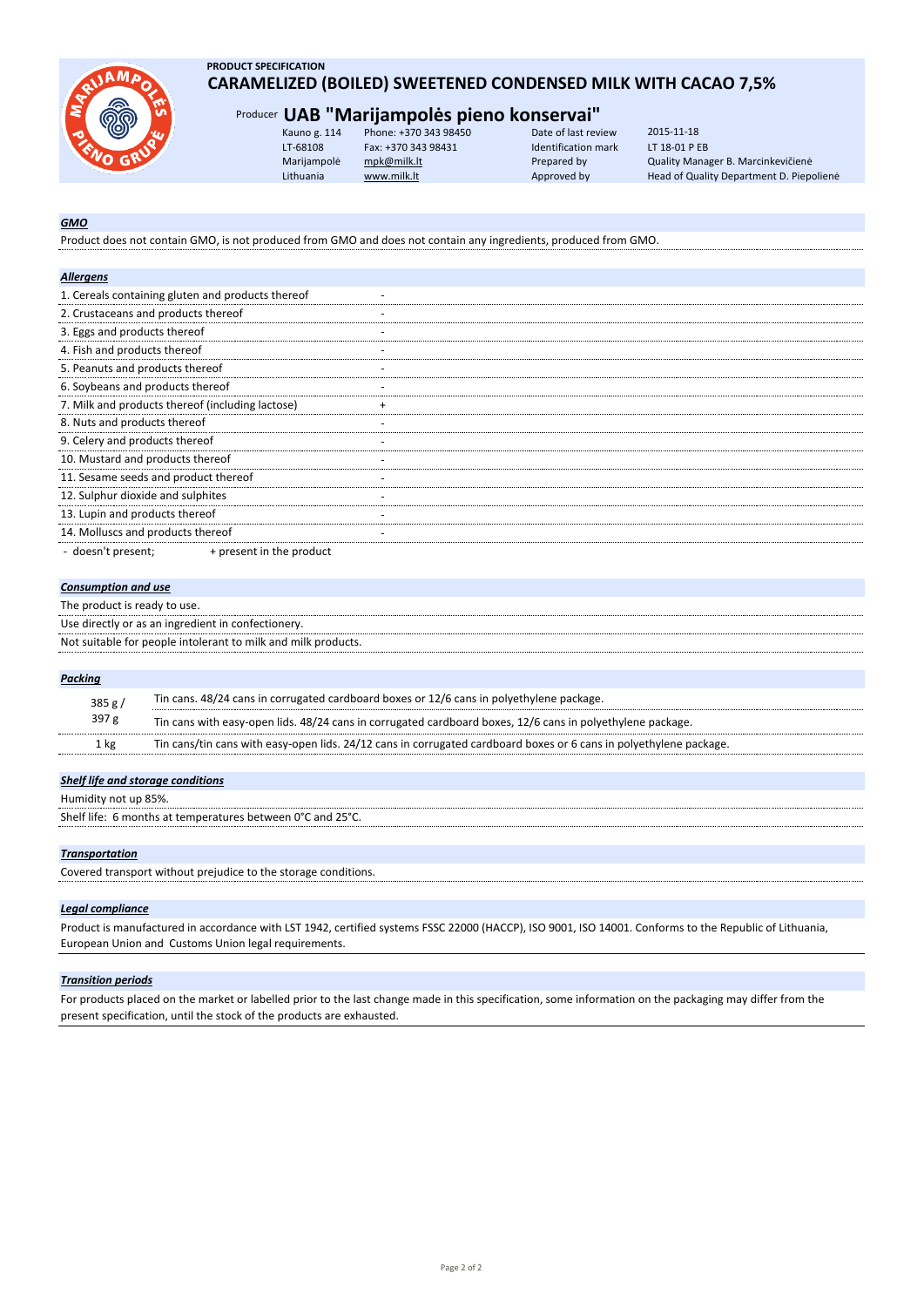**PRODUCT SPECIFICATION**

# CARAMELIZED (BOILED) SWEETENED CONDENSED MILK WITH CACAO 7,5%

Producer **UAB "Marijampolės pieno konservai"**

| | | | |
|---|---|---|---|
| Kauno g. 114 | Phone: +370 343 98450 | Date of last review | 2015-11-18 |
| LT-68108 | Fax: +370 343 98431 | Identification mark | LT 18-01 P EB |
| Marijampolė | mpk@milk.lt | Prepared by | Quality Manager B. Marcinkevičienė |
| Lithuania | www.milk.lt | Approved by | Head of Quality Department D. Piepolienė |

## *GMO*

Product does not contain GMO, is not produced from GMO and does not contain any ingredients, produced from GMO.

## *Allergens*

| | |
|---|---|
| 1. Cereals containing gluten and products thereof | - |
| 2. Crustaceans and products thereof | - |
| 3. Eggs and products thereof | - |
| 4. Fish and products thereof | - |
| 5. Peanuts and products thereof | - |
| 6. Soybeans and products thereof | - |
| 7. Milk and products thereof (including lactose) | + |
| 8. Nuts and products thereof | - |
| 9. Celery and products thereof | - |
| 10. Mustard and products thereof | - |
| 11. Sesame seeds and product thereof | - |
| 12. Sulphur dioxide and sulphites | - |
| 13. Lupin and products thereof | - |
| 14. Molluscs and products thereof | - |

- doesn't present; + present in the product

## *Consumption and use*

The product is ready to use.

Use directly or as an ingredient in confectionery.

Not suitable for people intolerant to milk and milk products.

## *Packing*

| | |
|---|---|
| 385 g / 397 g | Tin cans. 48/24 cans in corrugated cardboard boxes or 12/6 cans in polyethylene package. |
| | Tin cans with easy-open lids. 48/24 cans in corrugated cardboard boxes, 12/6 cans in polyethylene package. |
| 1 kg | Tin cans/tin cans with easy-open lids. 24/12 cans in corrugated cardboard boxes or 6 cans in polyethylene package. |

## *Shelf life and storage conditions*

Humidity not up 85%.

Shelf life: 6 months at temperatures between 0°C and 25°C.

## *Transportation*

Covered transport without prejudice to the storage conditions.

## *Legal compliance*

Product is manufactured in accordance with LST 1942, certified systems FSSC 22000 (HACCP), ISO 9001, ISO 14001. Conforms to the Republic of Lithuania, European Union and Customs Union legal requirements.

## *Transition periods*

For products placed on the market or labelled prior to the last change made in this specification, some information on the packaging may differ from the present specification, until the stock of the products are exhausted.